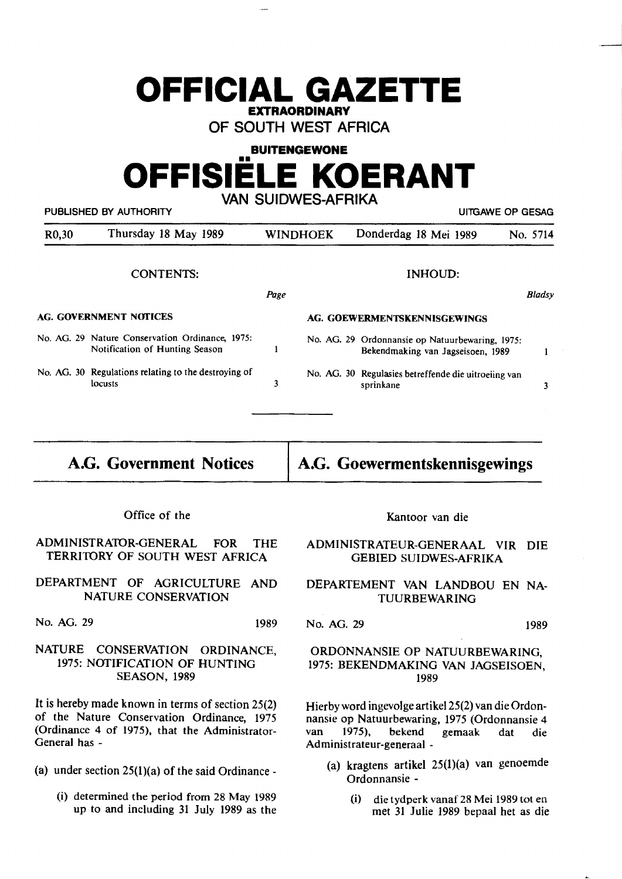# OFFICIAL GAZETTE

**EXTRAORDINARY**

**OF SOUTH WEST AFRICA**

**BUITENGEWONE**

# OFFISIËLE KOERANT

**VAN SUIDWES-AFRIKA**

PUBLISHED BY AUTHORITY — UITGAWE OP GESAG

R0,30 — Thursday 18 May 1989 — WINDHOEK — Donderdag 18 Mei 1989 — No. 5714

**CONTENTS:**

| | | Page |
|---|---|---|
| **AG. GOVERNMENT NOTICES** | | |
| No. AG. 29 | Nature Conservation Ordinance, 1975: Notification of Hunting Season | 1 |
| No. AG. 30 | Regulations relating to the destroying of locusts | 3 |

**INHOUD:**

| | | *Bladsy* |
|---|---|---|
| **AG. GOEWERMENTSKENNISGEWINGS** | | |
| No. AG. 29 | Ordonnansie op Natuurbewaring, 1975: Bekendmaking van Jagseisoen, 1989 | 1 |
| No. AG. 30 | Regulasies betreffende die uitroeiing van sprinkane | 3 |

## A.G. Government Notices

Office of the

ADMINISTRATOR-GENERAL FOR THE TERRITORY OF SOUTH WEST AFRICA

DEPARTMENT OF AGRICULTURE AND NATURE CONSERVATION

No. AG. 29 — 1989

### NATURE CONSERVATION ORDINANCE, 1975: NOTIFICATION OF HUNTING SEASON, 1989

It is hereby made known in terms of section 25(2) of the Nature Conservation Ordinance, 1975 (Ordinance 4 of 1975), that the Administrator-General has -

(a) under section 25(1)(a) of the said Ordinance -

(i) determined the period from 28 May 1989 up to and including 31 July 1989 as the

## A.G. Goewermentskennisgewings

Kantoor van die

ADMINISTRATEUR-GENERAAL VIR DIE GEBIED SUIDWES-AFRIKA

DEPARTEMENT VAN LANDBOU EN NATUURBEWARING

No. AG. 29 — 1989

### ORDONNANSIE OP NATUURBEWARING, 1975: BEKENDMAKING VAN JAGSEISOEN, 1989

Hierby word ingevolge artikel 25(2) van die Ordonnansie op Natuurbewaring, 1975 (Ordonnansie 4 van 1975), bekend gemaak dat die Administrateur-generaal -

(a) kragtens artikel 25(1)(a) van genoemde Ordonnansie -

(i) die tydperk vanaf 28 Mei 1989 tot en met 31 Julie 1989 bepaal het as die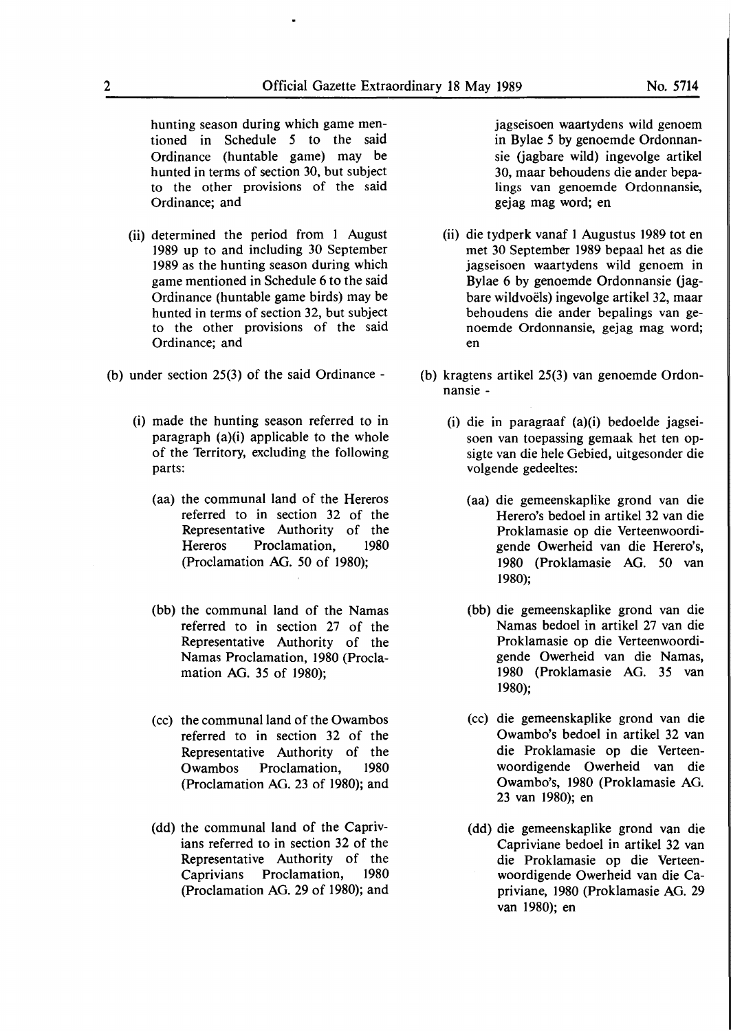hunting season during which game mentioned in Schedule 5 to the said Ordinance (huntable game) may be hunted in terms of section 30, but subject to the other provisions of the said Ordinance; and

(ii) determined the period from 1 August 1989 up to and including 30 September 1989 as the hunting season during which game mentioned in Schedule 6 to the said Ordinance (huntable game birds) may be hunted in terms of section 32, but subject to the other provisions of the said Ordinance; and

(b) under section 25(3) of the said Ordinance -

(i) made the hunting season referred to in paragraph (a)(i) applicable to the whole of the Territory, excluding the following parts:

(aa) the communal land of the Hereros referred to in section 32 of the Representative Authority of the Hereros Proclamation, 1980 (Proclamation AG. 50 of 1980);

(bb) the communal land of the Namas referred to in section 27 of the Representative Authority of the Namas Proclamation, 1980 (Proclamation AG. 35 of 1980);

(cc) the communal land of the Owambos referred to in section 32 of the Representative Authority of the Owambos Proclamation, 1980 (Proclamation AG. 23 of 1980); and

(dd) the communal land of the Caprivians referred to in section 32 of the Representative Authority of the Caprivians Proclamation, 1980 (Proclamation AG. 29 of 1980); and

jagseisoen waartydens wild genoem in Bylae 5 by genoemde Ordonnansie (jagbare wild) ingevolge artikel 30, maar behoudens die ander bepalings van genoemde Ordonnansie, gejag mag word; en

(ii) die tydperk vanaf 1 Augustus 1989 tot en met 30 September 1989 bepaal het as die jagseisoen waartydens wild genoem in Bylae 6 by genoemde Ordonnansie (jagbare wildvoëls) ingevolge artikel 32, maar behoudens die ander bepalings van genoemde Ordonnansie, gejag mag word; en

(b) kragtens artikel 25(3) van genoemde Ordonnansie -

(i) die in paragraaf (a)(i) bedoelde jagseisoen van toepassing gemaak het ten opsigte van die hele Gebied, uitgesonder die volgende gedeeltes:

(aa) die gemeenskaplike grond van die Herero's bedoel in artikel 32 van die Proklamasie op die Verteenwoordigende Owerheid van die Herero's, 1980 (Proklamasie AG. 50 van 1980);

(bb) die gemeenskaplike grond van die Namas bedoel in artikel 27 van die Proklamasie op die Verteenwoordigende Owerheid van die Namas, 1980 (Proklamasie AG. 35 van 1980);

(cc) die gemeenskaplike grond van die Owambo's bedoel in artikel 32 van die Proklamasie op die Verteenwoordigende Owerheid van die Owambo's, 1980 (Proklamasie AG. 23 van 1980); en

(dd) die gemeenskaplike grond van die Capriviane bedoel in artikel 32 van die Proklamasie op die Verteenwoordigende Owerheid van die Capriviane, 1980 (Proklamasie AG. 29 van 1980); en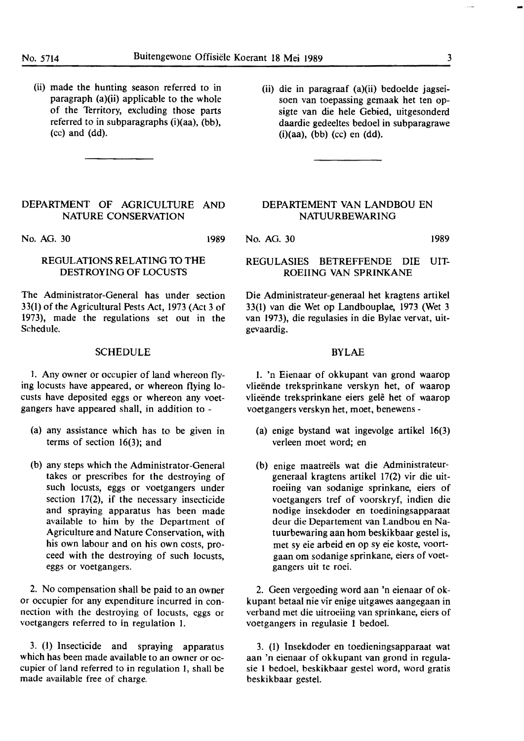(ii) made the hunting season referred to in paragraph (a)(ii) applicable to the whole of the Territory, excluding those parts referred to in subparagraphs (i)(aa), (bb), (cc) and (dd).

## DEPARTMENT OF AGRICULTURE AND NATURE CONSERVATION

No. AG. 30 1989

### REGULATIONS RELATING TO THE DESTROYING OF LOCUSTS

The Administrator-General has under section 33(1) of the Agricultural Pests Act, 1973 (Act 3 of 1973), made the regulations set out in the Schedule.

### SCHEDULE

1. Any owner or occupier of land whereon flying locusts have appeared, or whereon flying locusts have deposited eggs or whereon any voetgangers have appeared shall, in addition to -

   (a) any assistance which has to be given in terms of section 16(3); and

   (b) any steps which the Administrator-General takes or prescribes for the destroying of such locusts, eggs or voetgangers under section 17(2), if the necessary insecticide and spraying apparatus has been made available to him by the Department of Agriculture and Nature Conservation, with his own labour and on his own costs, proceed with the destroying of such locusts, eggs or voetgangers.

2. No compensation shall be paid to an owner or occupier for any expenditure incurred in connection with the destroying of locusts, eggs or voetgangers referred to in regulation 1.

3. (1) Insecticide and spraying apparatus which has been made available to an owner or occupier of land referred to in regulation 1, shall be made available free of charge.

(ii) die in paragraaf (a)(ii) bedoelde jagseisoen van toepassing gemaak het ten opsigte van die hele Gebied, uitgesonderd daardie gedeeltes bedoel in subparagrawe (i)(aa), (bb) (cc) en (dd).

## DEPARTEMENT VAN LANDBOU EN NATUURBEWARING

No. AG. 30 1989

### REGULASIES BETREFFENDE DIE UITROEIING VAN SPRINKANE

Die Administrateur-generaal het kragtens artikel 33(1) van die Wet op Landbouplae, 1973 (Wet 3 van 1973), die regulasies in die Bylae vervat, uitgevaardig.

### BYLAE

1. 'n Eienaar of okkupant van grond waarop vlieënde treksprinkane verskyn het, of waarop vlieënde treksprinkane eiers gelê het of waarop voetgangers verskyn het, moet, benewens -

   (a) enige bystand wat ingevolge artikel 16(3) verleen moet word; en

   (b) enige maatreëls wat die Administrateur-generaal kragtens artikel 17(2) vir die uitroeiing van sodanige sprinkane, eiers of voetgangers tref of voorskryf, indien die nodige insekdoder en toedieningsapparaat deur die Departement van Landbou en Natuurbewaring aan hom beskikbaar gestel is, met sy eie arbeid en op sy eie koste, voortgaan om sodanige sprinkane, eiers of voetgangers uit te roei.

2. Geen vergoeding word aan 'n eienaar of okkupant betaal nie vir enige uitgawes aangegaan in verband met die uitroeiing van sprinkane, eiers of voetgangers in regulasie 1 bedoel.

3. (1) Insekdoder en toedieningsapparaat wat aan 'n eienaar of okkupant van grond in regulasie 1 bedoel, beskikbaar gestel word, word gratis beskikbaar gestel.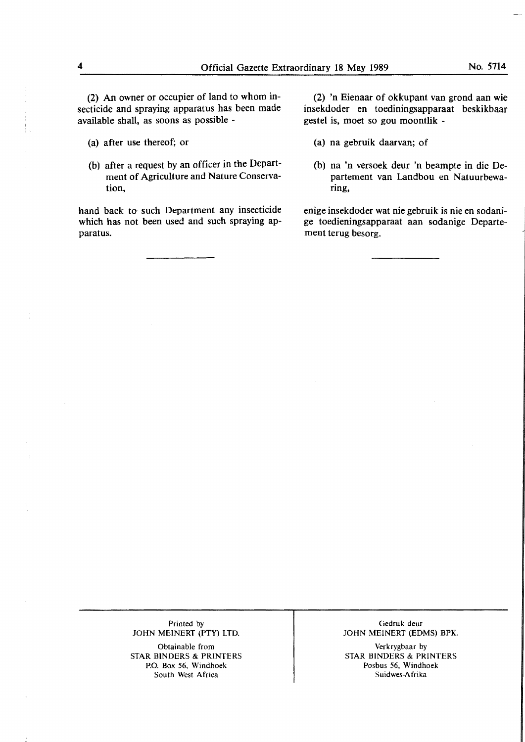(2) An owner or occupier of land to whom insecticide and spraying apparatus has been made available shall, as soons as possible -

(a) after use thereof; or

(b) after a request by an officer in the Department of Agriculture and Nature Conservation,

hand back to such Department any insecticide which has not been used and such spraying apparatus.

---

(2) 'n Eienaar of okkupant van grond aan wie insekdoder en toedieningsapparaat beskikbaar gestel is, moet so gou moontlik -

(a) na gebruik daarvan; of

(b) na 'n versoek deur 'n beampte in die Departement van Landbou en Natuurbewaring,

enige insekdoder wat nie gebruik is nie en sodanige toedieningsapparaat aan sodanige Departement terug besorg.

---

Printed by
JOHN MEINERT (PTY) LTD.

Obtainable from
STAR BINDERS & PRINTERS
P.O. Box 56, Windhoek
South West Africa

Gedruk deur
JOHN MEINERT (EDMS) BPK.

Verkrygbaar by
STAR BINDERS & PRINTERS
Posbus 56, Windhoek
Suidwes-Afrika